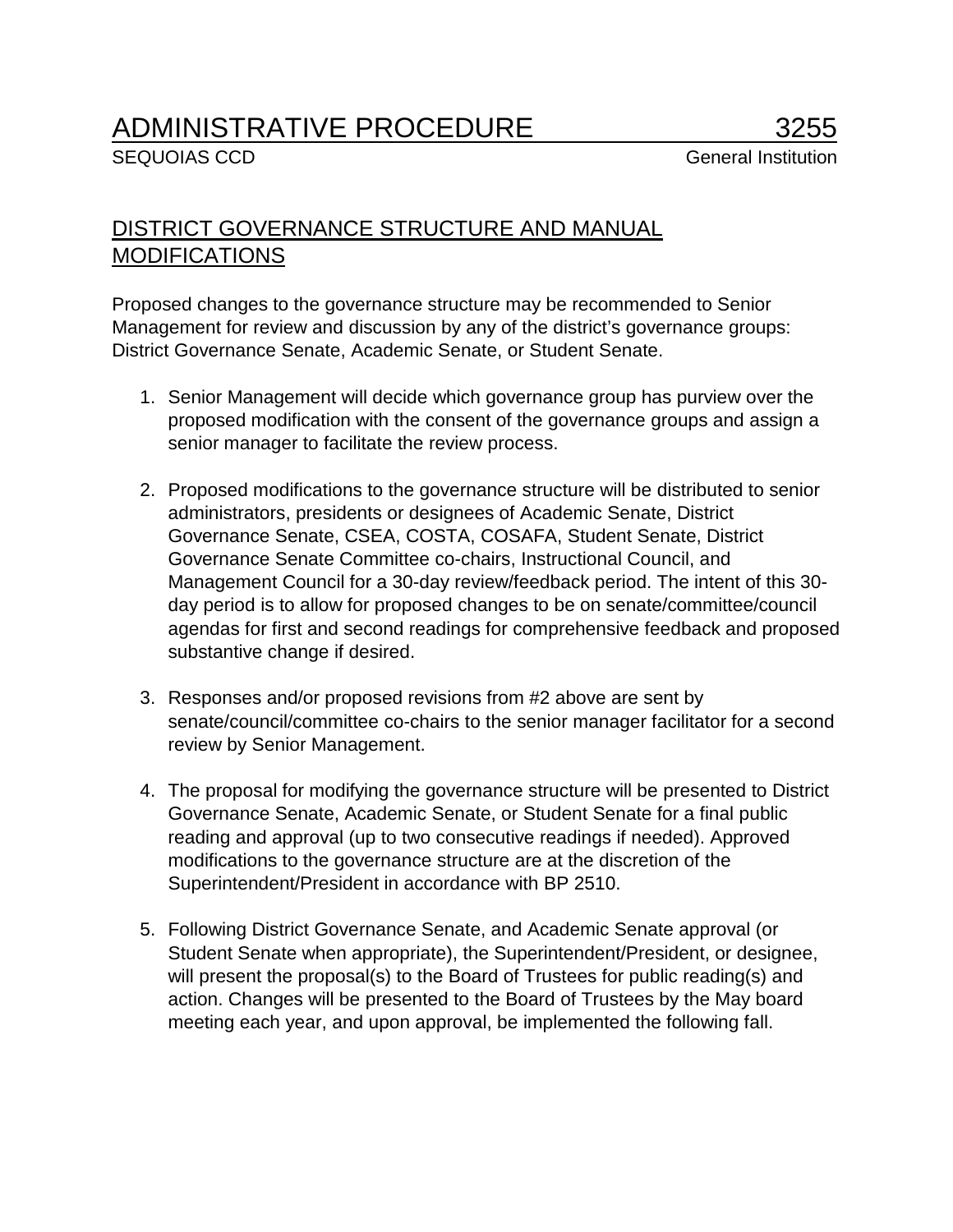# ADMINISTRATIVE PROCEDURE 3255

SEQUOIAS CCD General Institution

## DISTRICT GOVERNANCE STRUCTURE AND MANUAL MODIFICATIONS

Proposed changes to the governance structure may be recommended to Senior Management for review and discussion by any of the district's governance groups: District Governance Senate, Academic Senate, or Student Senate.

1. Senior Management will decide which governance group has purview over the proposed modification with the consent of the governance groups and assign a senior manager to facilitate the review process.

2. Proposed modifications to the governance structure will be distributed to senior administrators, presidents or designees of Academic Senate, District Governance Senate, CSEA, COSTA, COSAFA, Student Senate, District Governance Senate Committee co-chairs, Instructional Council, and Management Council for a 30-day review/feedback period. The intent of this 30-day period is to allow for proposed changes to be on senate/committee/council agendas for first and second readings for comprehensive feedback and proposed substantive change if desired.

3. Responses and/or proposed revisions from #2 above are sent by senate/council/committee co-chairs to the senior manager facilitator for a second review by Senior Management.

4. The proposal for modifying the governance structure will be presented to District Governance Senate, Academic Senate, or Student Senate for a final public reading and approval (up to two consecutive readings if needed). Approved modifications to the governance structure are at the discretion of the Superintendent/President in accordance with BP 2510.

5. Following District Governance Senate, and Academic Senate approval (or Student Senate when appropriate), the Superintendent/President, or designee, will present the proposal(s) to the Board of Trustees for public reading(s) and action. Changes will be presented to the Board of Trustees by the May board meeting each year, and upon approval, be implemented the following fall.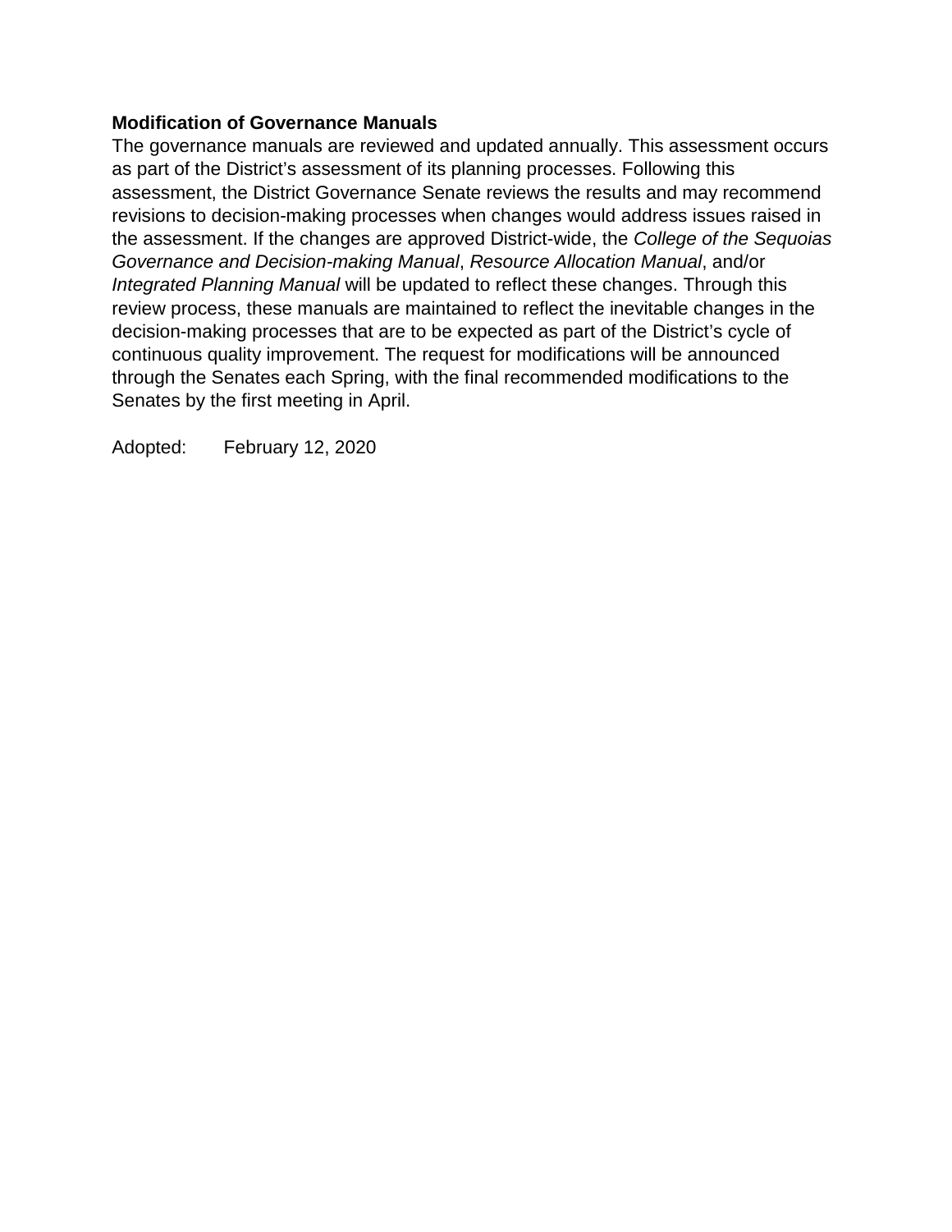**Modification of Governance Manuals**

The governance manuals are reviewed and updated annually. This assessment occurs as part of the District's assessment of its planning processes. Following this assessment, the District Governance Senate reviews the results and may recommend revisions to decision-making processes when changes would address issues raised in the assessment. If the changes are approved District-wide, the *College of the Sequoias Governance and Decision-making Manual*, *Resource Allocation Manual*, and/or *Integrated Planning Manual* will be updated to reflect these changes. Through this review process, these manuals are maintained to reflect the inevitable changes in the decision-making processes that are to be expected as part of the District's cycle of continuous quality improvement. The request for modifications will be announced through the Senates each Spring, with the final recommended modifications to the Senates by the first meeting in April.

Adopted: February 12, 2020